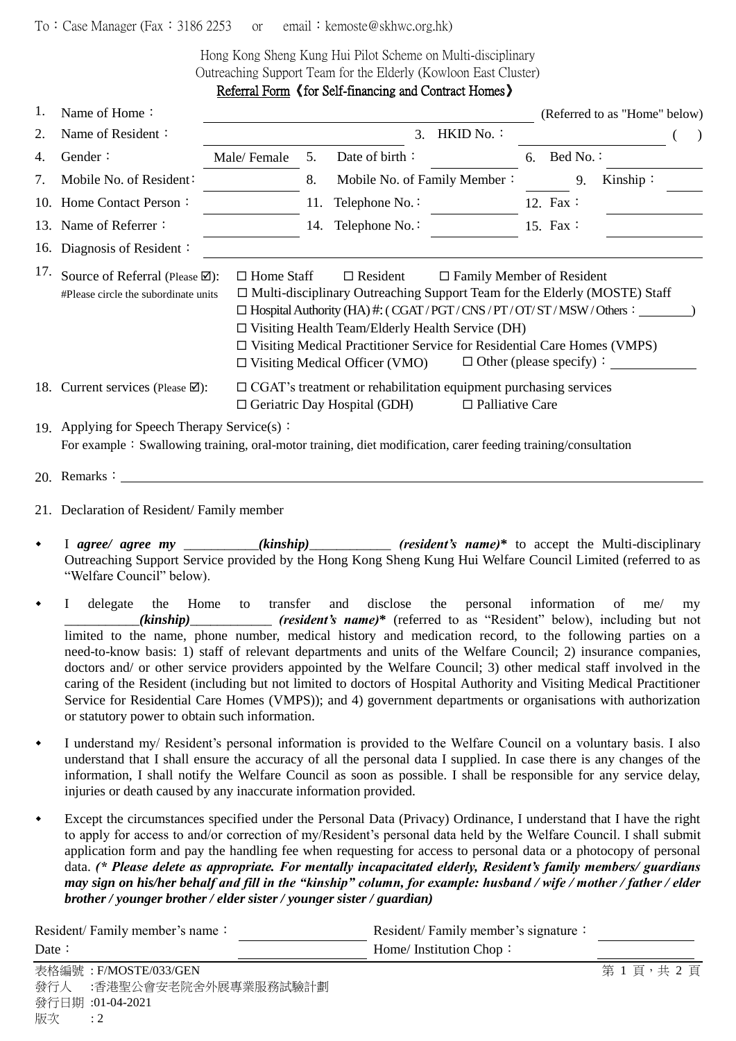To：Case Manager (Fax：3186 2253 or email：kemoste@skhwc.org.hk)

Hong Kong Sheng Kung Hui Pilot Scheme on Multi-disciplinary Outreaching Support Team for the Elderly (Kowloon East Cluster)

## Referral Form《for Self-financing and Contract Homes》

1. Name of Home：\_\_\_\_\_\_\_\_\_\_\_\_ (Referred to as "Home" below)
2. Name of Resident：\_\_\_\_\_\_\_\_\_\_\_\_ 3. HKID No.：\_\_\_\_\_\_\_\_\_\_\_\_ ( )
4. Gender：Male/ Female 5. Date of birth：\_\_\_\_\_\_ 6. Bed No.：\_\_\_\_\_\_
7. Mobile No. of Resident：\_\_\_\_\_\_ 8. Mobile No. of Family Member：\_\_\_\_\_\_ 9. Kinship：\_\_\_\_\_\_
10. Home Contact Person：\_\_\_\_\_\_ 11. Telephone No.：\_\_\_\_\_\_ 12. Fax：\_\_\_\_\_\_
13. Name of Referrer：\_\_\_\_\_\_ 14. Telephone No.：\_\_\_\_\_\_ 15. Fax：\_\_\_\_\_\_
16. Diagnosis of Resident：\_\_\_\_\_\_\_\_\_\_\_\_
17. Source of Referral (Please ☑):
   #Please circle the subordinate units
   - ☐ Home Staff ☐ Resident ☐ Family Member of Resident
   - ☐ Multi-disciplinary Outreaching Support Team for the Elderly (MOSTE) Staff
   - ☐ Hospital Authority (HA) #: ( CGAT / PGT / CNS / PT / OT/ ST / MSW / Others：\_\_\_\_\_\_)
   - ☐ Visiting Health Team/Elderly Health Service (DH)
   - ☐ Visiting Medical Practitioner Service for Residential Care Homes (VMPS)
   - ☐ Visiting Medical Officer (VMO) ☐ Other (please specify)：\_\_\_\_\_\_
18. Current services (Please ☑):
   - ☐ CGAT's treatment or rehabilitation equipment purchasing services
   - ☐ Geriatric Day Hospital (GDH) ☐ Palliative Care
19. Applying for Speech Therapy Service(s)：
   For example：Swallowing training, oral-motor training, diet modification, carer feeding training/consultation
20. Remarks：\_\_\_\_\_\_\_\_\_\_\_\_
21. Declaration of Resident/ Family member

- I ***agree/ agree my*** \_\_\_\_\_\_\_\_\_\_\_***(kinship)***\_\_\_\_\_\_\_\_\_\_\_\_ ***(resident's name)**** to accept the Multi-disciplinary Outreaching Support Service provided by the Hong Kong Sheng Kung Hui Welfare Council Limited (referred to as "Welfare Council" below).
- I delegate the Home to transfer and disclose the personal information of me/ my \_\_\_\_\_\_\_\_\_\_\_***(kinship)***\_\_\_\_\_\_\_\_\_\_\_\_ ***(resident's name)**** (referred to as "Resident" below), including but not limited to the name, phone number, medical history and medication record, to the following parties on a need-to-know basis: 1) staff of relevant departments and units of the Welfare Council; 2) insurance companies, doctors and/ or other service providers appointed by the Welfare Council; 3) other medical staff involved in the caring of the Resident (including but not limited to doctors of Hospital Authority and Visiting Medical Practitioner Service for Residential Care Homes (VMPS)); and 4) government departments or organisations with authorization or statutory power to obtain such information.
- I understand my/ Resident's personal information is provided to the Welfare Council on a voluntary basis. I also understand that I shall ensure the accuracy of all the personal data I supplied. In case there is any changes of the information, I shall notify the Welfare Council as soon as possible. I shall be responsible for any service delay, injuries or death caused by any inaccurate information provided.
- Except the circumstances specified under the Personal Data (Privacy) Ordinance, I understand that I have the right to apply for access to and/or correction of my/Resident's personal data held by the Welfare Council. I shall submit application form and pay the handling fee when requesting for access to personal data or a photocopy of personal data. ***(* Please delete as appropriate. For mentally incapacitated elderly, Resident's family members/ guardians may sign on his/her behalf and fill in the "kinship" column, for example: husband / wife / mother / father / elder brother / younger brother / elder sister / younger sister / guardian)***

Resident/ Family member's name：\_\_\_\_\_\_\_\_\_\_\_\_ Resident/ Family member's signature：\_\_\_\_\_\_\_\_\_\_\_\_

Date：\_\_\_\_\_\_\_\_\_\_\_\_ Home/ Institution Chop：\_\_\_\_\_\_\_\_\_\_\_\_

表格編號：F/MOSTE/033/GEN
發行人 :香港聖公會安老院舍外展專業服務試驗計劃
發行日期 :01-04-2021
版次 : 2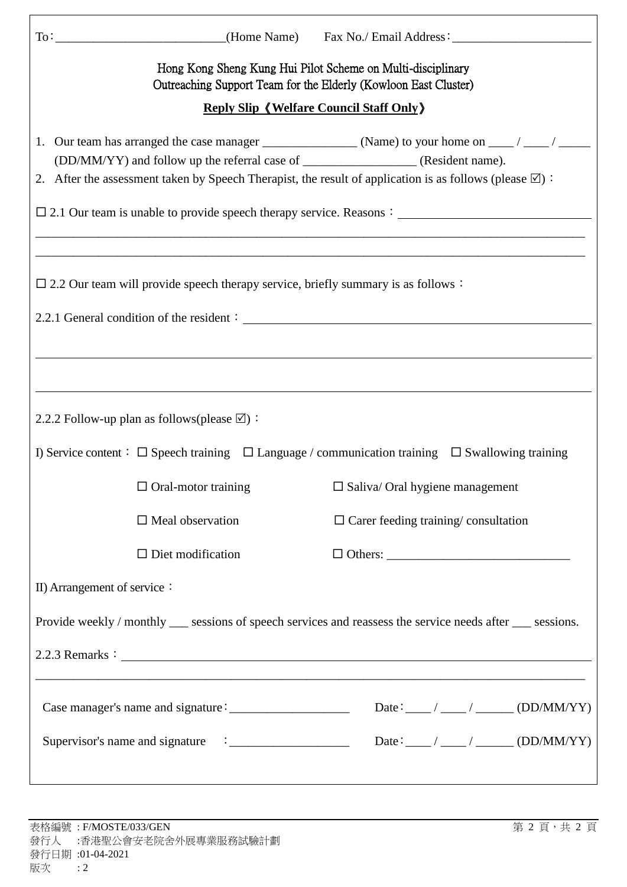To：__________________________(Home Name)　Fax No./ Email Address：______________________

Hong Kong Sheng Kung Hui Pilot Scheme on Multi-disciplinary Outreaching Support Team for the Elderly (Kowloon East Cluster)

**Reply Slip《Welfare Council Staff Only》**

1. Our team has arranged the case manager _______________ (Name) to your home on ____ / ____ / _____ (DD/MM/YY) and follow up the referral case of __________________ (Resident name).
2. After the assessment taken by Speech Therapist, the result of application is as follows (please ☑)：

☐ 2.1 Our team is unable to provide speech therapy service. Reasons：______________________________

_____________________________________________________________________________________

_____________________________________________________________________________________

☐ 2.2 Our team will provide speech therapy service, briefly summary is as follows：

2.2.1 General condition of the resident：____________________________________________________

_____________________________________________________________________________________

_____________________________________________________________________________________

2.2.2 Follow-up plan as follows(please ☑)：

I) Service content：☐ Speech training　☐ Language / communication training　☐ Swallowing training

☐ Oral-motor training　☐ Saliva/ Oral hygiene management

☐ Meal observation　☐ Carer feeding training/ consultation

☐ Diet modification　☐ Others: _____________________________

II) Arrangement of service：

Provide weekly / monthly ___ sessions of speech services and reassess the service needs after ___ sessions.

2.2.3 Remarks：__________________________________________________________________________

_____________________________________________________________________________________

Case manager's name and signature：___________________　Date：____ / ____ / ______ (DD/MM/YY)

Supervisor's name and signature　：___________________　Date：____ / ____ / ______ (DD/MM/YY)

表格編號 : F/MOSTE/033/GEN
發行人　:香港聖公會安老院舍外展專業服務試驗計劃
發行日期 :01-04-2021
版次　　: 2